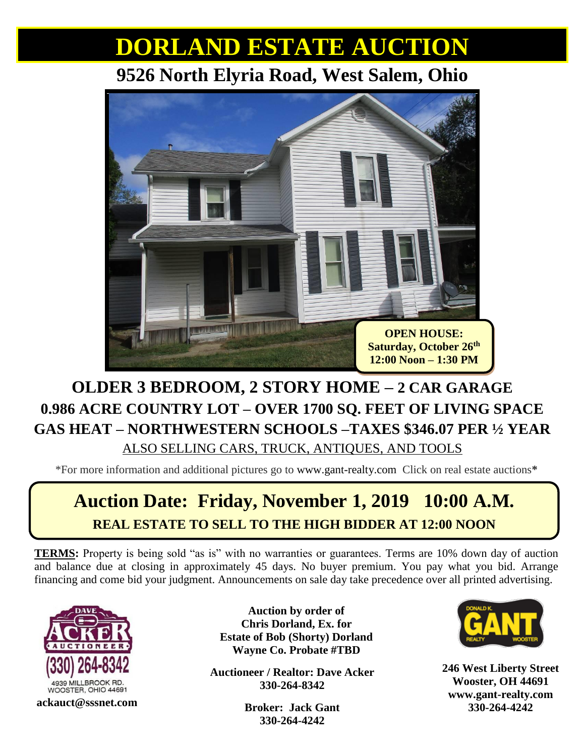# DORLAND ESTATE AUCTION

## 9526 North Elyria Road, West Salem, Ohio

**OPEN HOUSE:**
**Saturday, October 26th**
**12:00 Noon – 1:30 PM**

## OLDER 3 BEDROOM, 2 STORY HOME – 2 CAR GARAGE

### 0.986 ACRE COUNTRY LOT – OVER 1700 SQ. FEET OF LIVING SPACE

### GAS HEAT – NORTHWESTERN SCHOOLS –TAXES $346.07 PER ½ YEAR

ALSO SELLING CARS, TRUCK, ANTIQUES, AND TOOLS

*For more information and additional pictures go to www.gant-realty.com Click on real estate auctions*

## Auction Date: Friday, November 1, 2019 10:00 A.M.

**REAL ESTATE TO SELL TO THE HIGH BIDDER AT 12:00 NOON**

**TERMS:** Property is being sold "as is" with no warranties or guarantees. Terms are 10% down day of auction and balance due at closing in approximately 45 days. No buyer premium. You pay what you bid. Arrange financing and come bid your judgment. Announcements on sale day take precedence over all printed advertising.

DAVE ACKER AUCTIONEER
(330) 264-8342
4939 MILLBROOK RD.
WOOSTER, OHIO 44691
**ackauct@sssnet.com**

**Auction by order of**
**Chris Dorland, Ex. for**
**Estate of Bob (Shorty) Dorland**
**Wayne Co. Probate #TBD**

**Auctioneer / Realtor: Dave Acker**
**330-264-8342**

**Broker: Jack Gant**
**330-264-4242**

DONALD K. GANT REALTY WOOSTER

**246 West Liberty Street**
**Wooster, OH 44691**
**www.gant-realty.com**
**330-264-4242**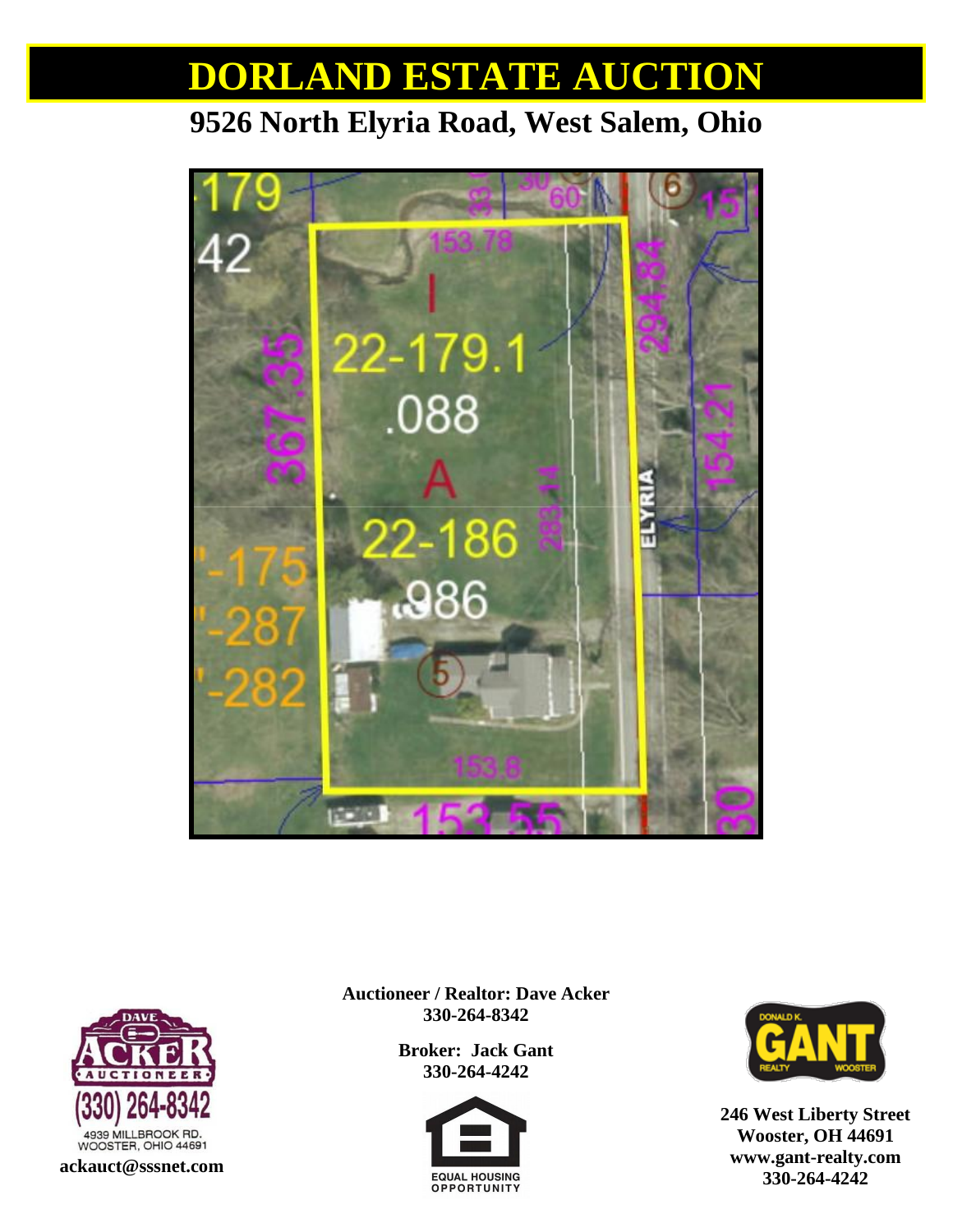# DORLAND ESTATE AUCTION

## 9526 North Elyria Road, West Salem, Ohio

179
42
153.78
I
22-179.1
.088
A
22-186
.986
367.35
283.14
294.84
154.21
ELYRIA
-175
-287
-282
5
6
153.8
153.55
30
60
33
15
30

**Auctioneer / Realtor: Dave Acker**
**330-264-8342**

**Broker: Jack Gant**
**330-264-4242**

EQUAL HOUSING OPPORTUNITY

DAVE ACKER AUCTIONEER
(330) 264-8342
4939 MILLBROOK RD.
WOOSTER, OHIO 44691
**ackauct@sssnet.com**

DONALD K. GANT REALTY WOOSTER

**246 West Liberty Street**
**Wooster, OH 44691**
**www.gant-realty.com**
**330-264-4242**